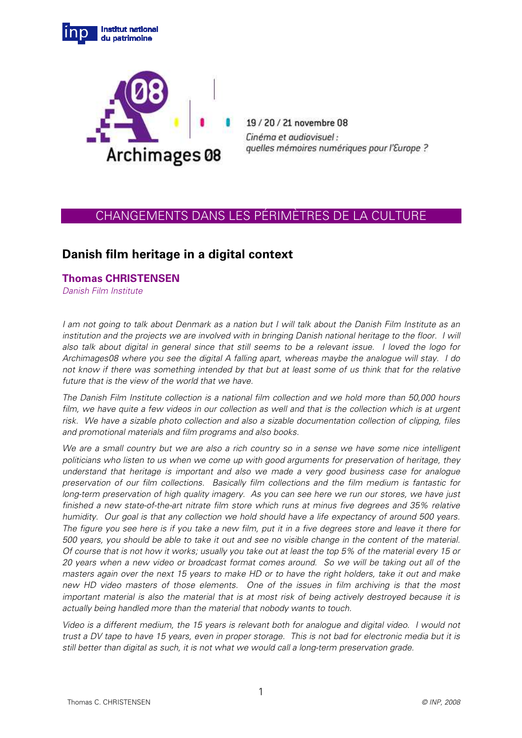Institut national du patrimoine

Archimages 08

19 / 20 / 21 novembre 08
*Cinéma et audiovisuel : quelles mémoires numériques pour l'Europe ?*

## CHANGEMENTS DANS LES PÉRIMÈTRES DE LA CULTURE

# Danish film heritage in a digital context

**Thomas CHRISTENSEN**
*Danish Film Institute*

*I am not going to talk about Denmark as a nation but I will talk about the Danish Film Institute as an institution and the projects we are involved with in bringing Danish national heritage to the floor. I will also talk about digital in general since that still seems to be a relevant issue. I loved the logo for Archimages08 where you see the digital A falling apart, whereas maybe the analogue will stay. I do not know if there was something intended by that but at least some of us think that for the relative future that is the view of the world that we have.*

*The Danish Film Institute collection is a national film collection and we hold more than 50,000 hours film, we have quite a few videos in our collection as well and that is the collection which is at urgent risk. We have a sizable photo collection and also a sizable documentation collection of clipping, files and promotional materials and film programs and also books.*

*We are a small country but we are also a rich country so in a sense we have some nice intelligent politicians who listen to us when we come up with good arguments for preservation of heritage, they understand that heritage is important and also we made a very good business case for analogue preservation of our film collections. Basically film collections and the film medium is fantastic for long-term preservation of high quality imagery. As you can see here we run our stores, we have just finished a new state-of-the-art nitrate film store which runs at minus five degrees and 35% relative humidity. Our goal is that any collection we hold should have a life expectancy of around 500 years. The figure you see here is if you take a new film, put it in a five degrees store and leave it there for 500 years, you should be able to take it out and see no visible change in the content of the material. Of course that is not how it works; usually you take out at least the top 5% of the material every 15 or 20 years when a new video or broadcast format comes around. So we will be taking out all of the masters again over the next 15 years to make HD or to have the right holders, take it out and make new HD video masters of those elements. One of the issues in film archiving is that the most important material is also the material that is at most risk of being actively destroyed because it is actually being handled more than the material that nobody wants to touch.*

*Video is a different medium, the 15 years is relevant both for analogue and digital video. I would not trust a DV tape to have 15 years, even in proper storage. This is not bad for electronic media but it is still better than digital as such, it is not what we would call a long-term preservation grade.*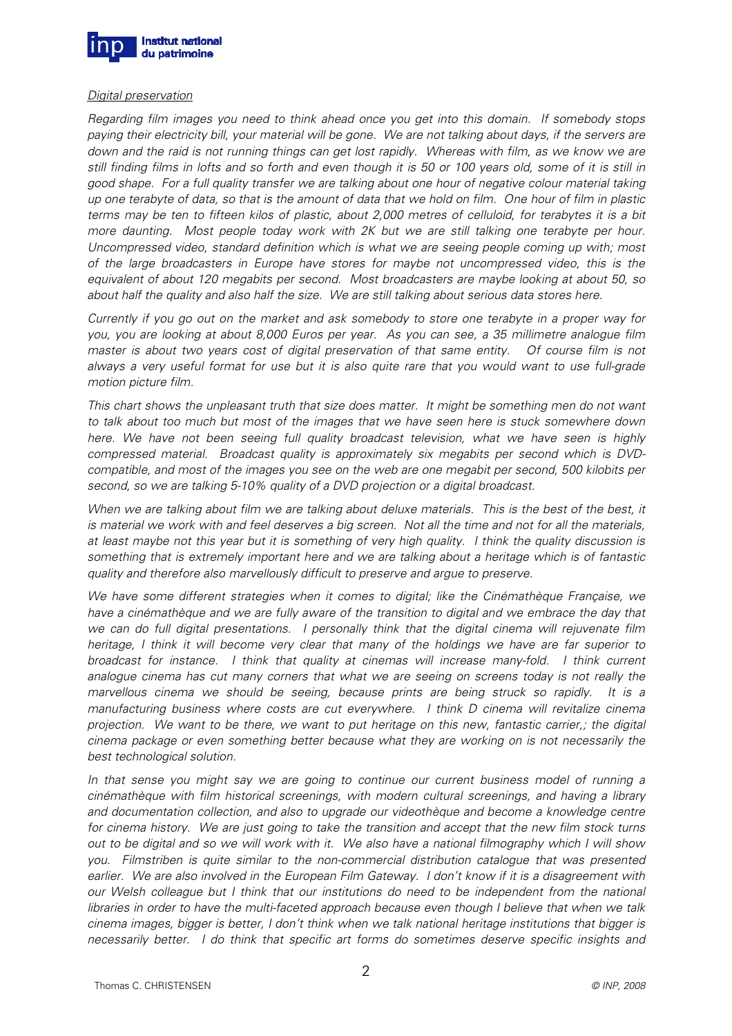*Digital preservation*

*Regarding film images you need to think ahead once you get into this domain. If somebody stops paying their electricity bill, your material will be gone. We are not talking about days, if the servers are down and the raid is not running things can get lost rapidly. Whereas with film, as we know we are still finding films in lofts and so forth and even though it is 50 or 100 years old, some of it is still in good shape. For a full quality transfer we are talking about one hour of negative colour material taking up one terabyte of data, so that is the amount of data that we hold on film. One hour of film in plastic terms may be ten to fifteen kilos of plastic, about 2,000 metres of celluloid, for terabytes it is a bit more daunting. Most people today work with 2K but we are still talking one terabyte per hour. Uncompressed video, standard definition which is what we are seeing people coming up with; most of the large broadcasters in Europe have stores for maybe not uncompressed video, this is the equivalent of about 120 megabits per second. Most broadcasters are maybe looking at about 50, so about half the quality and also half the size. We are still talking about serious data stores here.*

*Currently if you go out on the market and ask somebody to store one terabyte in a proper way for you, you are looking at about 8,000 Euros per year. As you can see, a 35 millimetre analogue film master is about two years cost of digital preservation of that same entity. Of course film is not always a very useful format for use but it is also quite rare that you would want to use full-grade motion picture film.*

*This chart shows the unpleasant truth that size does matter. It might be something men do not want to talk about too much but most of the images that we have seen here is stuck somewhere down here. We have not been seeing full quality broadcast television, what we have seen is highly compressed material. Broadcast quality is approximately six megabits per second which is DVD-compatible, and most of the images you see on the web are one megabit per second, 500 kilobits per second, so we are talking 5-10% quality of a DVD projection or a digital broadcast.*

*When we are talking about film we are talking about deluxe materials. This is the best of the best, it is material we work with and feel deserves a big screen. Not all the time and not for all the materials, at least maybe not this year but it is something of very high quality. I think the quality discussion is something that is extremely important here and we are talking about a heritage which is of fantastic quality and therefore also marvellously difficult to preserve and argue to preserve.*

*We have some different strategies when it comes to digital; like the Cinémathèque Française, we have a cinémathèque and we are fully aware of the transition to digital and we embrace the day that we can do full digital presentations. I personally think that the digital cinema will rejuvenate film heritage, I think it will become very clear that many of the holdings we have are far superior to broadcast for instance. I think that quality at cinemas will increase many-fold. I think current analogue cinema has cut many corners that what we are seeing on screens today is not really the marvellous cinema we should be seeing, because prints are being struck so rapidly. It is a manufacturing business where costs are cut everywhere. I think D cinema will revitalize cinema projection. We want to be there, we want to put heritage on this new, fantastic carrier,; the digital cinema package or even something better because what they are working on is not necessarily the best technological solution.*

*In that sense you might say we are going to continue our current business model of running a cinémathèque with film historical screenings, with modern cultural screenings, and having a library and documentation collection, and also to upgrade our videothèque and become a knowledge centre for cinema history. We are just going to take the transition and accept that the new film stock turns out to be digital and so we will work with it. We also have a national filmography which I will show you. Filmstriben is quite similar to the non-commercial distribution catalogue that was presented earlier. We are also involved in the European Film Gateway. I don't know if it is a disagreement with our Welsh colleague but I think that our institutions do need to be independent from the national libraries in order to have the multi-faceted approach because even though I believe that when we talk cinema images, bigger is better, I don't think when we talk national heritage institutions that bigger is necessarily better. I do think that specific art forms do sometimes deserve specific insights and*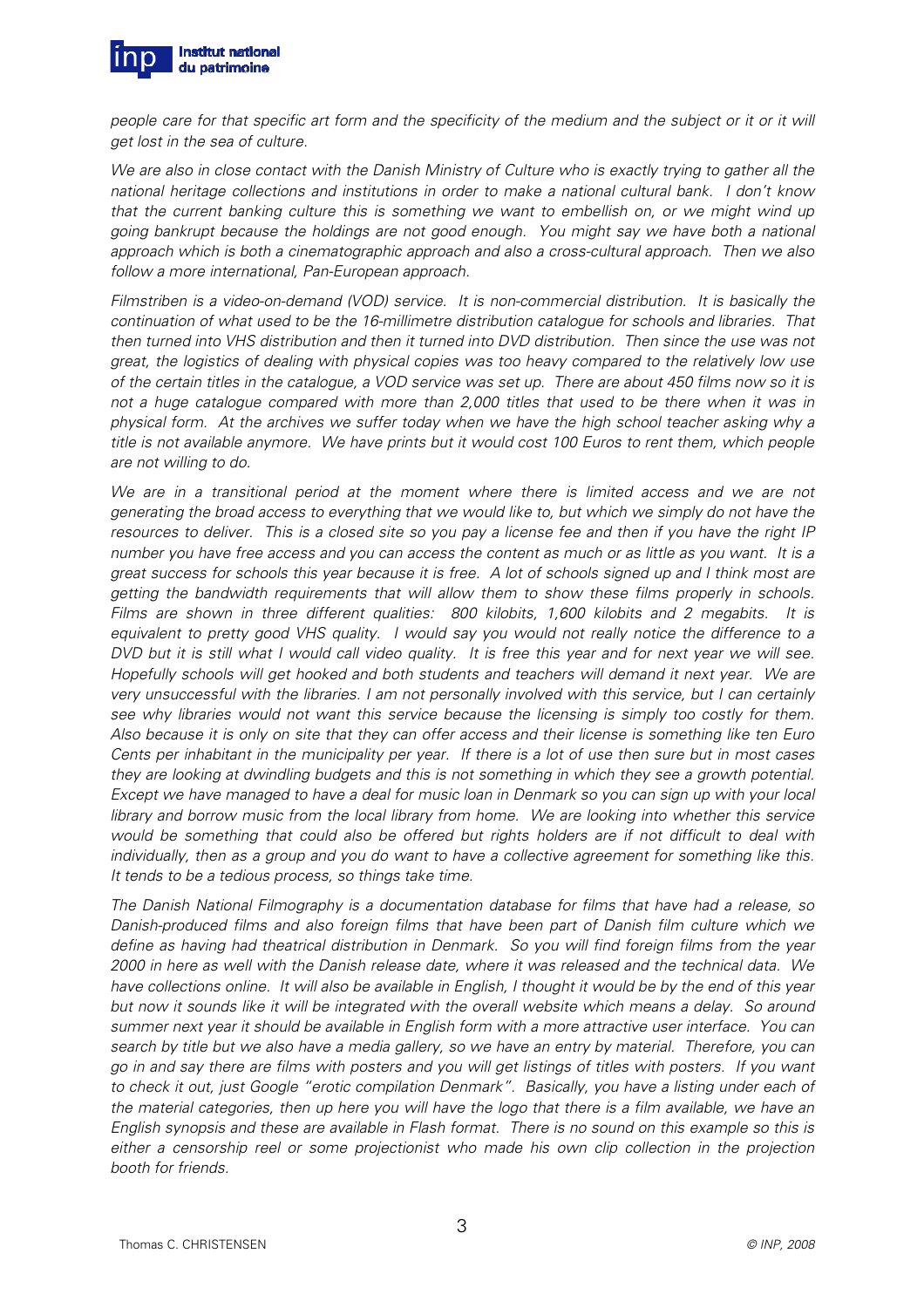*people care for that specific art form and the specificity of the medium and the subject or it or it will get lost in the sea of culture.*

*We are also in close contact with the Danish Ministry of Culture who is exactly trying to gather all the national heritage collections and institutions in order to make a national cultural bank. I don't know that the current banking culture this is something we want to embellish on, or we might wind up going bankrupt because the holdings are not good enough. You might say we have both a national approach which is both a cinematographic approach and also a cross-cultural approach. Then we also follow a more international, Pan-European approach.*

*Filmstriben is a video-on-demand (VOD) service. It is non-commercial distribution. It is basically the continuation of what used to be the 16-millimetre distribution catalogue for schools and libraries. That then turned into VHS distribution and then it turned into DVD distribution. Then since the use was not great, the logistics of dealing with physical copies was too heavy compared to the relatively low use of the certain titles in the catalogue, a VOD service was set up. There are about 450 films now so it is not a huge catalogue compared with more than 2,000 titles that used to be there when it was in physical form. At the archives we suffer today when we have the high school teacher asking why a title is not available anymore. We have prints but it would cost 100 Euros to rent them, which people are not willing to do.*

*We are in a transitional period at the moment where there is limited access and we are not generating the broad access to everything that we would like to, but which we simply do not have the resources to deliver. This is a closed site so you pay a license fee and then if you have the right IP number you have free access and you can access the content as much or as little as you want. It is a great success for schools this year because it is free. A lot of schools signed up and I think most are getting the bandwidth requirements that will allow them to show these films properly in schools. Films are shown in three different qualities: 800 kilobits, 1,600 kilobits and 2 megabits. It is equivalent to pretty good VHS quality. I would say you would not really notice the difference to a DVD but it is still what I would call video quality. It is free this year and for next year we will see. Hopefully schools will get hooked and both students and teachers will demand it next year. We are very unsuccessful with the libraries. I am not personally involved with this service, but I can certainly see why libraries would not want this service because the licensing is simply too costly for them. Also because it is only on site that they can offer access and their license is something like ten Euro Cents per inhabitant in the municipality per year. If there is a lot of use then sure but in most cases they are looking at dwindling budgets and this is not something in which they see a growth potential. Except we have managed to have a deal for music loan in Denmark so you can sign up with your local library and borrow music from the local library from home. We are looking into whether this service would be something that could also be offered but rights holders are if not difficult to deal with individually, then as a group and you do want to have a collective agreement for something like this. It tends to be a tedious process, so things take time.*

*The Danish National Filmography is a documentation database for films that have had a release, so Danish-produced films and also foreign films that have been part of Danish film culture which we define as having had theatrical distribution in Denmark. So you will find foreign films from the year 2000 in here as well with the Danish release date, where it was released and the technical data. We have collections online. It will also be available in English, I thought it would be by the end of this year but now it sounds like it will be integrated with the overall website which means a delay. So around summer next year it should be available in English form with a more attractive user interface. You can search by title but we also have a media gallery, so we have an entry by material. Therefore, you can go in and say there are films with posters and you will get listings of titles with posters. If you want to check it out, just Google "erotic compilation Denmark". Basically, you have a listing under each of the material categories, then up here you will have the logo that there is a film available, we have an English synopsis and these are available in Flash format. There is no sound on this example so this is either a censorship reel or some projectionist who made his own clip collection in the projection booth for friends.*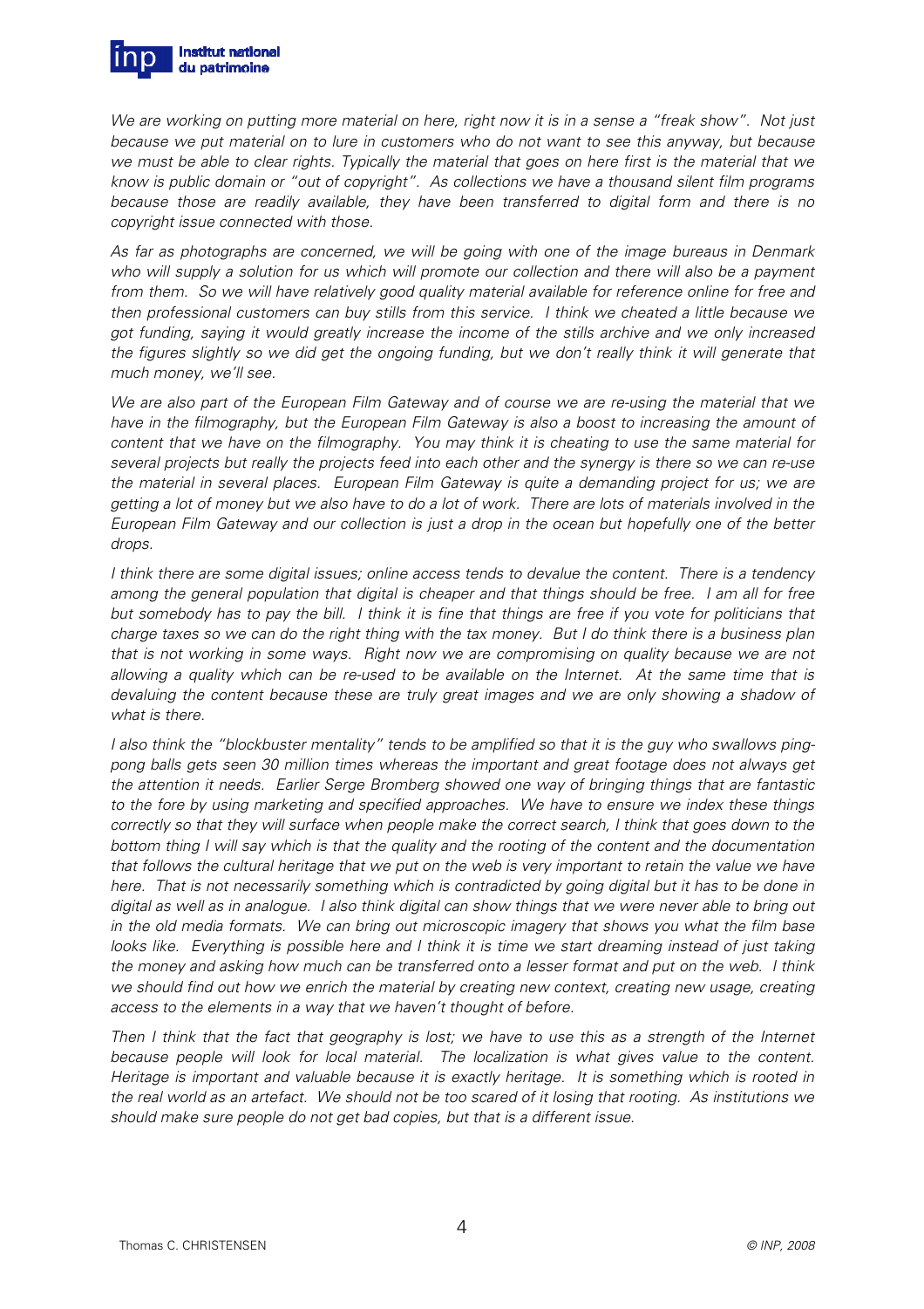*We are working on putting more material on here, right now it is in a sense a "freak show". Not just because we put material on to lure in customers who do not want to see this anyway, but because we must be able to clear rights. Typically the material that goes on here first is the material that we know is public domain or "out of copyright". As collections we have a thousand silent film programs because those are readily available, they have been transferred to digital form and there is no copyright issue connected with those.*

*As far as photographs are concerned, we will be going with one of the image bureaus in Denmark who will supply a solution for us which will promote our collection and there will also be a payment from them. So we will have relatively good quality material available for reference online for free and then professional customers can buy stills from this service. I think we cheated a little because we got funding, saying it would greatly increase the income of the stills archive and we only increased the figures slightly so we did get the ongoing funding, but we don't really think it will generate that much money, we'll see.*

*We are also part of the European Film Gateway and of course we are re-using the material that we have in the filmography, but the European Film Gateway is also a boost to increasing the amount of content that we have on the filmography. You may think it is cheating to use the same material for several projects but really the projects feed into each other and the synergy is there so we can re-use the material in several places. European Film Gateway is quite a demanding project for us; we are getting a lot of money but we also have to do a lot of work. There are lots of materials involved in the European Film Gateway and our collection is just a drop in the ocean but hopefully one of the better drops.*

*I think there are some digital issues; online access tends to devalue the content. There is a tendency among the general population that digital is cheaper and that things should be free. I am all for free but somebody has to pay the bill. I think it is fine that things are free if you vote for politicians that charge taxes so we can do the right thing with the tax money. But I do think there is a business plan that is not working in some ways. Right now we are compromising on quality because we are not allowing a quality which can be re-used to be available on the Internet. At the same time that is devaluing the content because these are truly great images and we are only showing a shadow of what is there.*

*I also think the "blockbuster mentality" tends to be amplified so that it is the guy who swallows ping-pong balls gets seen 30 million times whereas the important and great footage does not always get the attention it needs. Earlier Serge Bromberg showed one way of bringing things that are fantastic to the fore by using marketing and specified approaches. We have to ensure we index these things correctly so that they will surface when people make the correct search, I think that goes down to the bottom thing I will say which is that the quality and the rooting of the content and the documentation that follows the cultural heritage that we put on the web is very important to retain the value we have here. That is not necessarily something which is contradicted by going digital but it has to be done in digital as well as in analogue. I also think digital can show things that we were never able to bring out in the old media formats. We can bring out microscopic imagery that shows you what the film base looks like. Everything is possible here and I think it is time we start dreaming instead of just taking the money and asking how much can be transferred onto a lesser format and put on the web. I think we should find out how we enrich the material by creating new context, creating new usage, creating access to the elements in a way that we haven't thought of before.*

*Then I think that the fact that geography is lost; we have to use this as a strength of the Internet because people will look for local material. The localization is what gives value to the content. Heritage is important and valuable because it is exactly heritage. It is something which is rooted in the real world as an artefact. We should not be too scared of it losing that rooting. As institutions we should make sure people do not get bad copies, but that is a different issue.*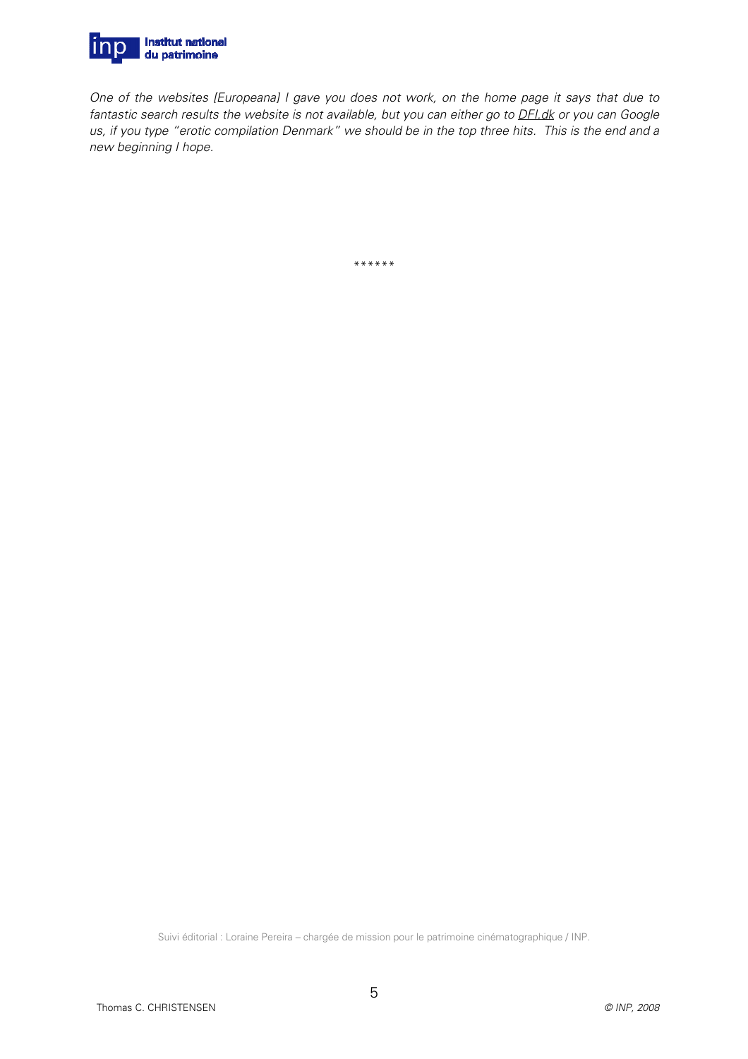*One of the websites [Europeana] I gave you does not work, on the home page it says that due to fantastic search results the website is not available, but you can either go to DFI.dk or you can Google us, if you type "erotic compilation Denmark" we should be in the top three hits. This is the end and a new beginning I hope.*

******

Suivi éditorial : Loraine Pereira – chargée de mission pour le patrimoine cinématographique / INP.